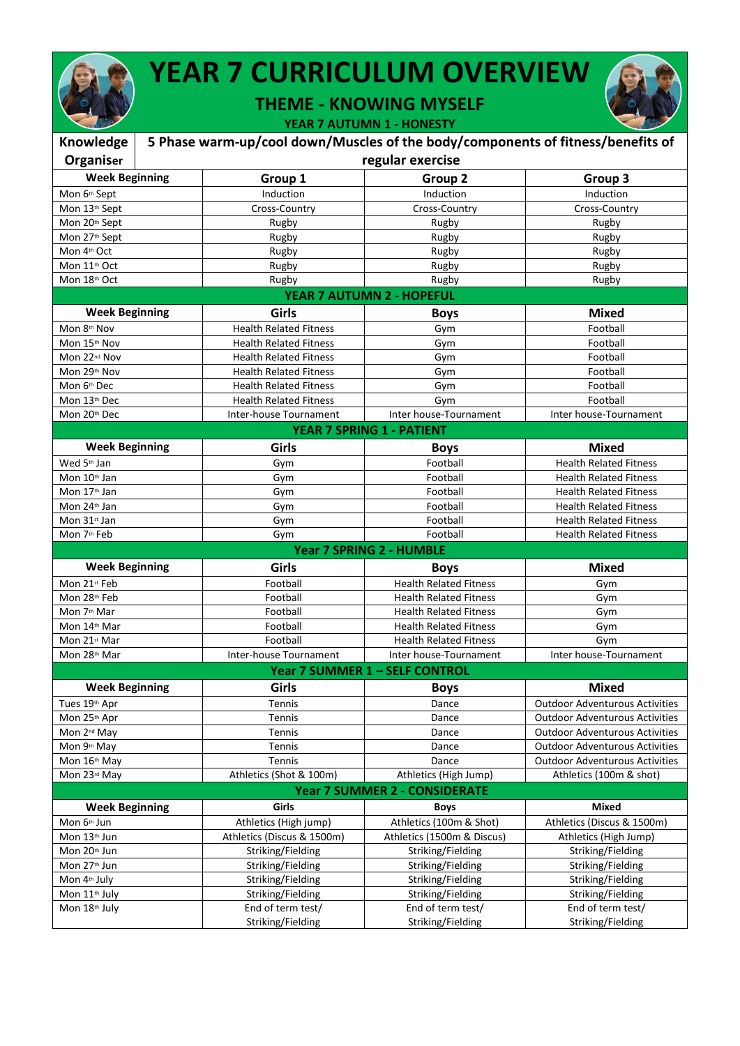# YEAR 7 CURRICULUM OVERVIEW

## THEME - KNOWING MYSELF

### YEAR 7 AUTUMN 1 - HONESTY

**Knowledge Organiser:** 5 Phase warm-up/cool down/Muscles of the body/components of fitness/benefits of regular exercise

| Week Beginning | Group 1 | Group 2 | Group 3 |
|---|---|---|---|
| Mon 6th Sept | Induction | Induction | Induction |
| Mon 13th Sept | Cross-Country | Cross-Country | Cross-Country |
| Mon 20th Sept | Rugby | Rugby | Rugby |
| Mon 27th Sept | Rugby | Rugby | Rugby |
| Mon 4th Oct | Rugby | Rugby | Rugby |
| Mon 11th Oct | Rugby | Rugby | Rugby |
| Mon 18th Oct | Rugby | Rugby | Rugby |

### YEAR 7 AUTUMN 2 - HOPEFUL

| Week Beginning | Girls | Boys | Mixed |
|---|---|---|---|
| Mon 8th Nov | Health Related Fitness | Gym | Football |
| Mon 15th Nov | Health Related Fitness | Gym | Football |
| Mon 22nd Nov | Health Related Fitness | Gym | Football |
| Mon 29th Nov | Health Related Fitness | Gym | Football |
| Mon 6th Dec | Health Related Fitness | Gym | Football |
| Mon 13th Dec | Health Related Fitness | Gym | Football |
| Mon 20th Dec | Inter-house Tournament | Inter house-Tournament | Inter house-Tournament |

### YEAR 7 SPRING 1 - PATIENT

| Week Beginning | Girls | Boys | Mixed |
|---|---|---|---|
| Wed 5th Jan | Gym | Football | Health Related Fitness |
| Mon 10th Jan | Gym | Football | Health Related Fitness |
| Mon 17th Jan | Gym | Football | Health Related Fitness |
| Mon 24th Jan | Gym | Football | Health Related Fitness |
| Mon 31st Jan | Gym | Football | Health Related Fitness |
| Mon 7th Feb | Gym | Football | Health Related Fitness |

### Year 7 SPRING 2 - HUMBLE

| Week Beginning | Girls | Boys | Mixed |
|---|---|---|---|
| Mon 21st Feb | Football | Health Related Fitness | Gym |
| Mon 28th Feb | Football | Health Related Fitness | Gym |
| Mon 7th Mar | Football | Health Related Fitness | Gym |
| Mon 14th Mar | Football | Health Related Fitness | Gym |
| Mon 21st Mar | Football | Health Related Fitness | Gym |
| Mon 28th Mar | Inter-house Tournament | Inter house-Tournament | Inter house-Tournament |

### Year 7 SUMMER 1 – SELF CONTROL

| Week Beginning | Girls | Boys | Mixed |
|---|---|---|---|
| Tues 19th Apr | Tennis | Dance | Outdoor Adventurous Activities |
| Mon 25th Apr | Tennis | Dance | Outdoor Adventurous Activities |
| Mon 2nd May | Tennis | Dance | Outdoor Adventurous Activities |
| Mon 9th May | Tennis | Dance | Outdoor Adventurous Activities |
| Mon 16th May | Tennis | Dance | Outdoor Adventurous Activities |
| Mon 23rd May | Athletics (Shot & 100m) | Athletics (High Jump) | Athletics (100m & shot) |

### Year 7 SUMMER 2 - CONSIDERATE

| Week Beginning | Girls | Boys | Mixed |
|---|---|---|---|
| Mon 6th Jun | Athletics (High jump) | Athletics (100m & Shot) | Athletics (Discus & 1500m) |
| Mon 13th Jun | Athletics (Discus & 1500m) | Athletics (1500m & Discus) | Athletics (High Jump) |
| Mon 20th Jun | Striking/Fielding | Striking/Fielding | Striking/Fielding |
| Mon 27th Jun | Striking/Fielding | Striking/Fielding | Striking/Fielding |
| Mon 4th July | Striking/Fielding | Striking/Fielding | Striking/Fielding |
| Mon 11th July | Striking/Fielding | Striking/Fielding | Striking/Fielding |
| Mon 18th July | End of term test/ Striking/Fielding | End of term test/ Striking/Fielding | End of term test/ Striking/Fielding |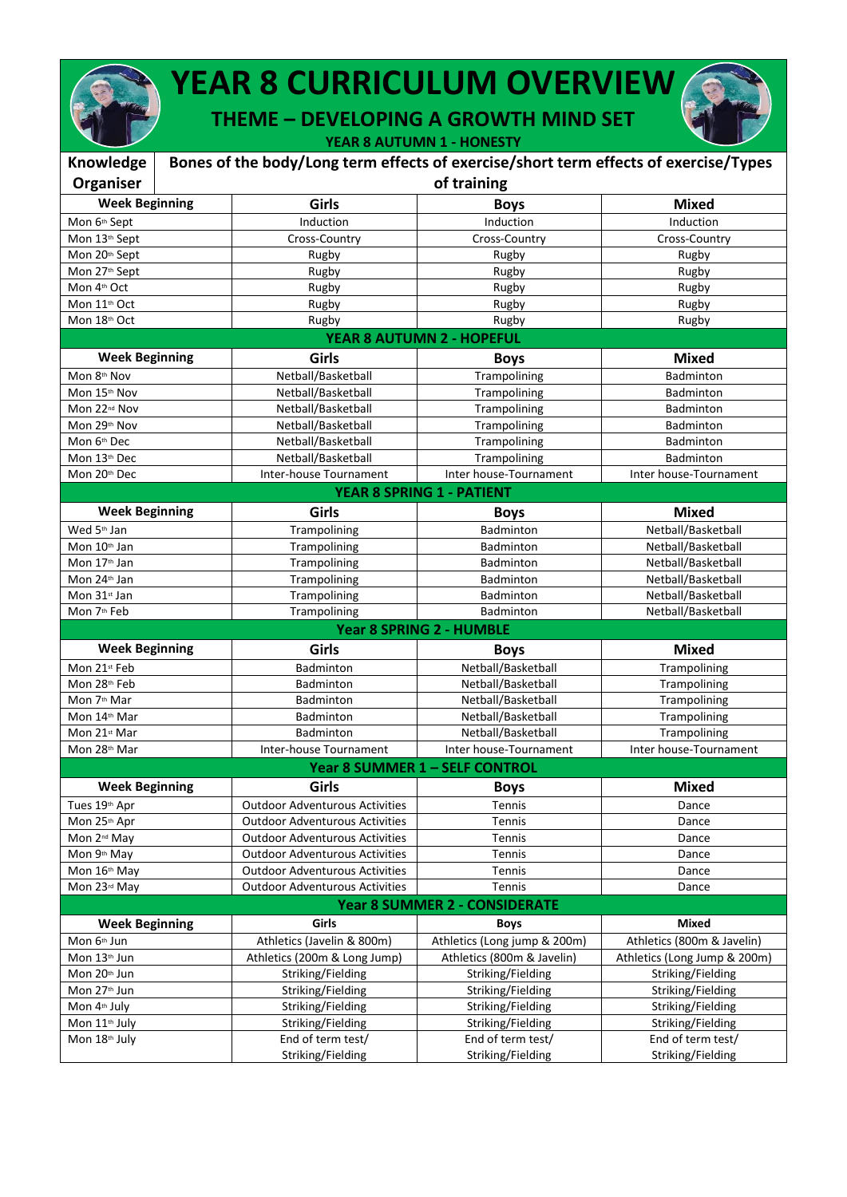# YEAR 8 CURRICULUM OVERVIEW

## THEME – DEVELOPING A GROWTH MIND SET

### YEAR 8 AUTUMN 1 - HONESTY

**Knowledge Organiser:** Bones of the body/Long term effects of exercise/short term effects of exercise/Types of training

| Week Beginning | Girls | Boys | Mixed |
|---|---|---|---|
| Mon 6th Sept | Induction | Induction | Induction |
| Mon 13th Sept | Cross-Country | Cross-Country | Cross-Country |
| Mon 20th Sept | Rugby | Rugby | Rugby |
| Mon 27th Sept | Rugby | Rugby | Rugby |
| Mon 4th Oct | Rugby | Rugby | Rugby |
| Mon 11th Oct | Rugby | Rugby | Rugby |
| Mon 18th Oct | Rugby | Rugby | Rugby |

### YEAR 8 AUTUMN 2 - HOPEFUL

| Week Beginning | Girls | Boys | Mixed |
|---|---|---|---|
| Mon 8th Nov | Netball/Basketball | Trampolining | Badminton |
| Mon 15th Nov | Netball/Basketball | Trampolining | Badminton |
| Mon 22nd Nov | Netball/Basketball | Trampolining | Badminton |
| Mon 29th Nov | Netball/Basketball | Trampolining | Badminton |
| Mon 6th Dec | Netball/Basketball | Trampolining | Badminton |
| Mon 13th Dec | Netball/Basketball | Trampolining | Badminton |
| Mon 20th Dec | Inter-house Tournament | Inter house-Tournament | Inter house-Tournament |

### YEAR 8 SPRING 1 - PATIENT

| Week Beginning | Girls | Boys | Mixed |
|---|---|---|---|
| Wed 5th Jan | Trampolining | Badminton | Netball/Basketball |
| Mon 10th Jan | Trampolining | Badminton | Netball/Basketball |
| Mon 17th Jan | Trampolining | Badminton | Netball/Basketball |
| Mon 24th Jan | Trampolining | Badminton | Netball/Basketball |
| Mon 31st Jan | Trampolining | Badminton | Netball/Basketball |
| Mon 7th Feb | Trampolining | Badminton | Netball/Basketball |

### Year 8 SPRING 2 - HUMBLE

| Week Beginning | Girls | Boys | Mixed |
|---|---|---|---|
| Mon 21st Feb | Badminton | Netball/Basketball | Trampolining |
| Mon 28th Feb | Badminton | Netball/Basketball | Trampolining |
| Mon 7th Mar | Badminton | Netball/Basketball | Trampolining |
| Mon 14th Mar | Badminton | Netball/Basketball | Trampolining |
| Mon 21st Mar | Badminton | Netball/Basketball | Trampolining |
| Mon 28th Mar | Inter-house Tournament | Inter house-Tournament | Inter house-Tournament |

### Year 8 SUMMER 1 – SELF CONTROL

| Week Beginning | Girls | Boys | Mixed |
|---|---|---|---|
| Tues 19th Apr | Outdoor Adventurous Activities | Tennis | Dance |
| Mon 25th Apr | Outdoor Adventurous Activities | Tennis | Dance |
| Mon 2nd May | Outdoor Adventurous Activities | Tennis | Dance |
| Mon 9th May | Outdoor Adventurous Activities | Tennis | Dance |
| Mon 16th May | Outdoor Adventurous Activities | Tennis | Dance |
| Mon 23rd May | Outdoor Adventurous Activities | Tennis | Dance |

### Year 8 SUMMER 2 - CONSIDERATE

| Week Beginning | Girls | Boys | Mixed |
|---|---|---|---|
| Mon 6th Jun | Athletics (Javelin & 800m) | Athletics (Long jump & 200m) | Athletics (800m & Javelin) |
| Mon 13th Jun | Athletics (200m & Long Jump) | Athletics (800m & Javelin) | Athletics (Long Jump & 200m) |
| Mon 20th Jun | Striking/Fielding | Striking/Fielding | Striking/Fielding |
| Mon 27th Jun | Striking/Fielding | Striking/Fielding | Striking/Fielding |
| Mon 4th July | Striking/Fielding | Striking/Fielding | Striking/Fielding |
| Mon 11th July | Striking/Fielding | Striking/Fielding | Striking/Fielding |
| Mon 18th July | End of term test/ Striking/Fielding | End of term test/ Striking/Fielding | End of term test/ Striking/Fielding |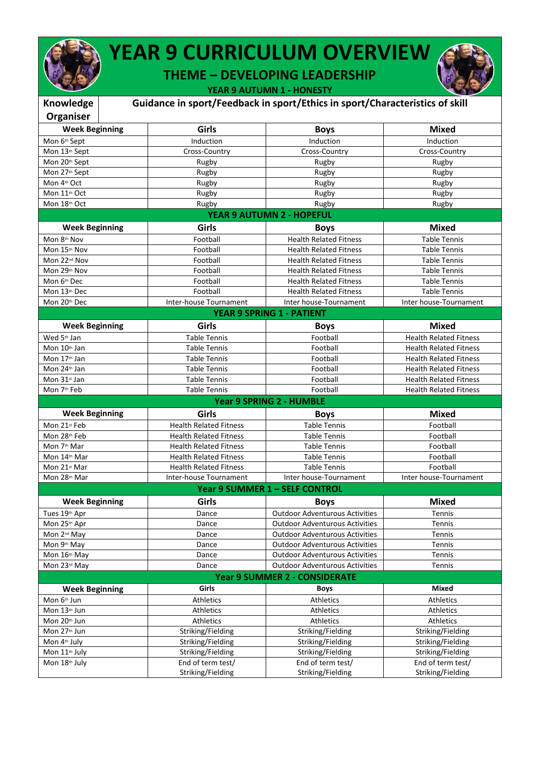# YEAR 9 CURRICULUM OVERVIEW

## THEME – DEVELOPING LEADERSHIP

### YEAR 9 AUTUMN 1 - HONESTY

| Knowledge Organiser | Guidance in sport/Feedback in sport/Ethics in sport/Characteristics of skill | | |
|---|---|---|---|
| **Week Beginning** | **Girls** | **Boys** | **Mixed** |
| Mon 6th Sept | Induction | Induction | Induction |
| Mon 13th Sept | Cross-Country | Cross-Country | Cross-Country |
| Mon 20th Sept | Rugby | Rugby | Rugby |
| Mon 27th Sept | Rugby | Rugby | Rugby |
| Mon 4th Oct | Rugby | Rugby | Rugby |
| Mon 11th Oct | Rugby | Rugby | Rugby |
| Mon 18th Oct | Rugby | Rugby | Rugby |

### YEAR 9 AUTUMN 2 - HOPEFUL

| Week Beginning | Girls | Boys | Mixed |
|---|---|---|---|
| Mon 8th Nov | Football | Health Related Fitness | Table Tennis |
| Mon 15th Nov | Football | Health Related Fitness | Table Tennis |
| Mon 22nd Nov | Football | Health Related Fitness | Table Tennis |
| Mon 29th Nov | Football | Health Related Fitness | Table Tennis |
| Mon 6th Dec | Football | Health Related Fitness | Table Tennis |
| Mon 13th Dec | Football | Health Related Fitness | Table Tennis |
| Mon 20th Dec | Inter-house Tournament | Inter house-Tournament | Inter house-Tournament |

### YEAR 9 SPRING 1 - PATIENT

| Week Beginning | Girls | Boys | Mixed |
|---|---|---|---|
| Wed 5th Jan | Table Tennis | Football | Health Related Fitness |
| Mon 10th Jan | Table Tennis | Football | Health Related Fitness |
| Mon 17th Jan | Table Tennis | Football | Health Related Fitness |
| Mon 24th Jan | Table Tennis | Football | Health Related Fitness |
| Mon 31st Jan | Table Tennis | Football | Health Related Fitness |
| Mon 7th Feb | Table Tennis | Football | Health Related Fitness |

### Year 9 SPRING 2 - HUMBLE

| Week Beginning | Girls | Boys | Mixed |
|---|---|---|---|
| Mon 21st Feb | Health Related Fitness | Table Tennis | Football |
| Mon 28th Feb | Health Related Fitness | Table Tennis | Football |
| Mon 7th Mar | Health Related Fitness | Table Tennis | Football |
| Mon 14th Mar | Health Related Fitness | Table Tennis | Football |
| Mon 21st Mar | Health Related Fitness | Table Tennis | Football |
| Mon 28th Mar | Inter-house Tournament | Inter house-Tournament | Inter house-Tournament |

### Year 9 SUMMER 1 – SELF CONTROL

| Week Beginning | Girls | Boys | Mixed |
|---|---|---|---|
| Tues 19th Apr | Dance | Outdoor Adventurous Activities | Tennis |
| Mon 25th Apr | Dance | Outdoor Adventurous Activities | Tennis |
| Mon 2nd May | Dance | Outdoor Adventurous Activities | Tennis |
| Mon 9th May | Dance | Outdoor Adventurous Activities | Tennis |
| Mon 16th May | Dance | Outdoor Adventurous Activities | Tennis |
| Mon 23rd May | Dance | Outdoor Adventurous Activities | Tennis |

### Year 9 SUMMER 2 - CONSIDERATE

| Week Beginning | Girls | Boys | Mixed |
|---|---|---|---|
| Mon 6th Jun | Athletics | Athletics | Athletics |
| Mon 13th Jun | Athletics | Athletics | Athletics |
| Mon 20th Jun | Athletics | Athletics | Athletics |
| Mon 27th Jun | Striking/Fielding | Striking/Fielding | Striking/Fielding |
| Mon 4th July | Striking/Fielding | Striking/Fielding | Striking/Fielding |
| Mon 11th July | Striking/Fielding | Striking/Fielding | Striking/Fielding |
| Mon 18th July | End of term test/ Striking/Fielding | End of term test/ Striking/Fielding | End of term test/ Striking/Fielding |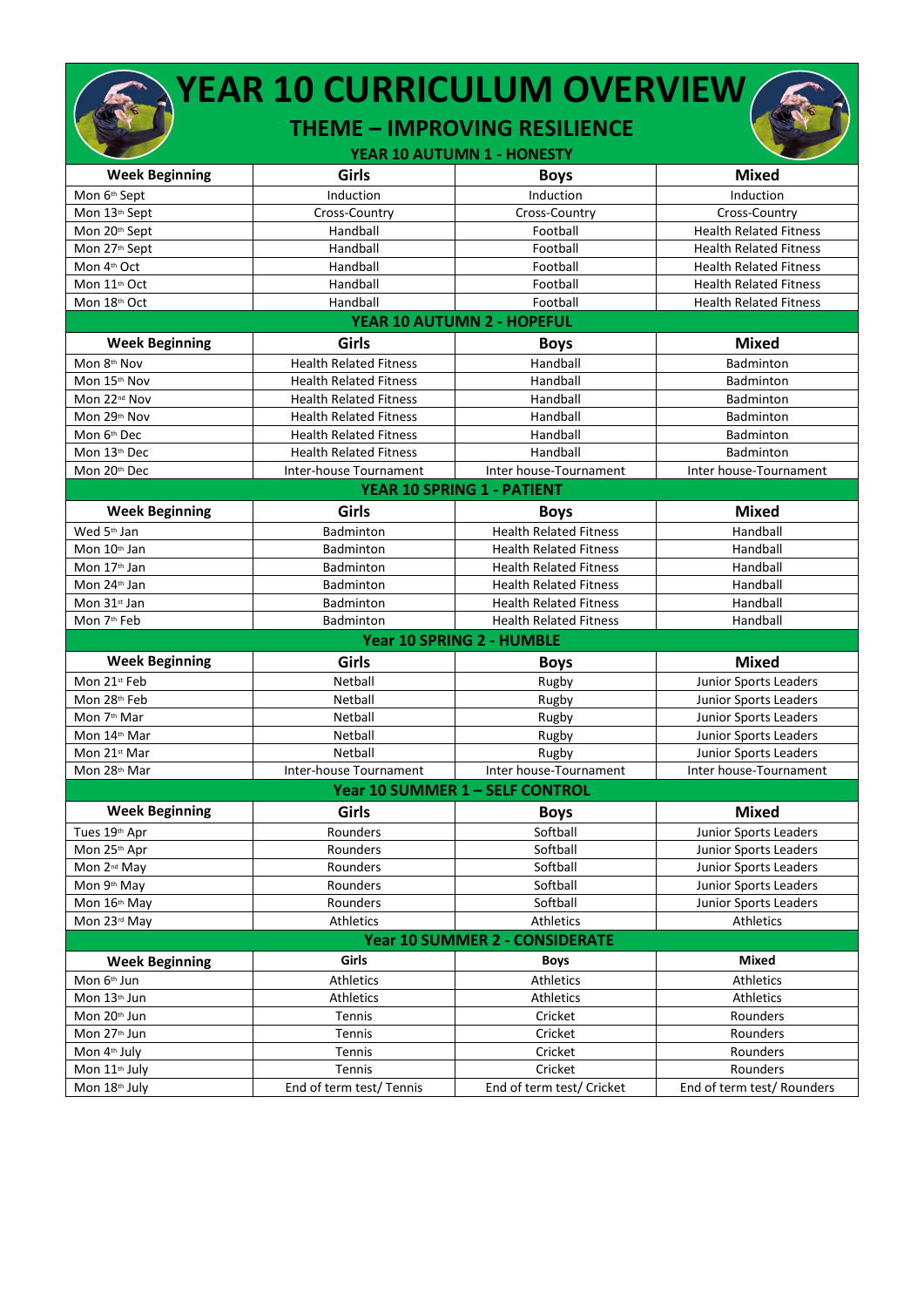# YEAR 10 CURRICULUM OVERVIEW

## THEME – IMPROVING RESILIENCE

| Week Beginning | Girls | Boys | Mixed |
|---|---|---|---|
| **YEAR 10 AUTUMN 1 - HONESTY** | | | |
| Mon 6th Sept | Induction | Induction | Induction |
| Mon 13th Sept | Cross-Country | Cross-Country | Cross-Country |
| Mon 20th Sept | Handball | Football | Health Related Fitness |
| Mon 27th Sept | Handball | Football | Health Related Fitness |
| Mon 4th Oct | Handball | Football | Health Related Fitness |
| Mon 11th Oct | Handball | Football | Health Related Fitness |
| Mon 18th Oct | Handball | Football | Health Related Fitness |
| **YEAR 10 AUTUMN 2 - HOPEFUL** | | | |
| **Week Beginning** | **Girls** | **Boys** | **Mixed** |
| Mon 8th Nov | Health Related Fitness | Handball | Badminton |
| Mon 15th Nov | Health Related Fitness | Handball | Badminton |
| Mon 22nd Nov | Health Related Fitness | Handball | Badminton |
| Mon 29th Nov | Health Related Fitness | Handball | Badminton |
| Mon 6th Dec | Health Related Fitness | Handball | Badminton |
| Mon 13th Dec | Health Related Fitness | Handball | Badminton |
| Mon 20th Dec | Inter-house Tournament | Inter house-Tournament | Inter house-Tournament |
| **YEAR 10 SPRING 1 - PATIENT** | | | |
| **Week Beginning** | **Girls** | **Boys** | **Mixed** |
| Wed 5th Jan | Badminton | Health Related Fitness | Handball |
| Mon 10th Jan | Badminton | Health Related Fitness | Handball |
| Mon 17th Jan | Badminton | Health Related Fitness | Handball |
| Mon 24th Jan | Badminton | Health Related Fitness | Handball |
| Mon 31st Jan | Badminton | Health Related Fitness | Handball |
| Mon 7th Feb | Badminton | Health Related Fitness | Handball |
| **Year 10 SPRING 2 - HUMBLE** | | | |
| **Week Beginning** | **Girls** | **Boys** | **Mixed** |
| Mon 21st Feb | Netball | Rugby | Junior Sports Leaders |
| Mon 28th Feb | Netball | Rugby | Junior Sports Leaders |
| Mon 7th Mar | Netball | Rugby | Junior Sports Leaders |
| Mon 14th Mar | Netball | Rugby | Junior Sports Leaders |
| Mon 21st Mar | Netball | Rugby | Junior Sports Leaders |
| Mon 28th Mar | Inter-house Tournament | Inter house-Tournament | Inter house-Tournament |
| **Year 10 SUMMER 1 – SELF CONTROL** | | | |
| **Week Beginning** | **Girls** | **Boys** | **Mixed** |
| Tues 19th Apr | Rounders | Softball | Junior Sports Leaders |
| Mon 25th Apr | Rounders | Softball | Junior Sports Leaders |
| Mon 2nd May | Rounders | Softball | Junior Sports Leaders |
| Mon 9th May | Rounders | Softball | Junior Sports Leaders |
| Mon 16th May | Rounders | Softball | Junior Sports Leaders |
| Mon 23rd May | Athletics | Athletics | Athletics |
| **Year 10 SUMMER 2 - CONSIDERATE** | | | |
| **Week Beginning** | **Girls** | **Boys** | **Mixed** |
| Mon 6th Jun | Athletics | Athletics | Athletics |
| Mon 13th Jun | Athletics | Athletics | Athletics |
| Mon 20th Jun | Tennis | Cricket | Rounders |
| Mon 27th Jun | Tennis | Cricket | Rounders |
| Mon 4th July | Tennis | Cricket | Rounders |
| Mon 11th July | Tennis | Cricket | Rounders |
| Mon 18th July | End of term test/ Tennis | End of term test/ Cricket | End of term test/ Rounders |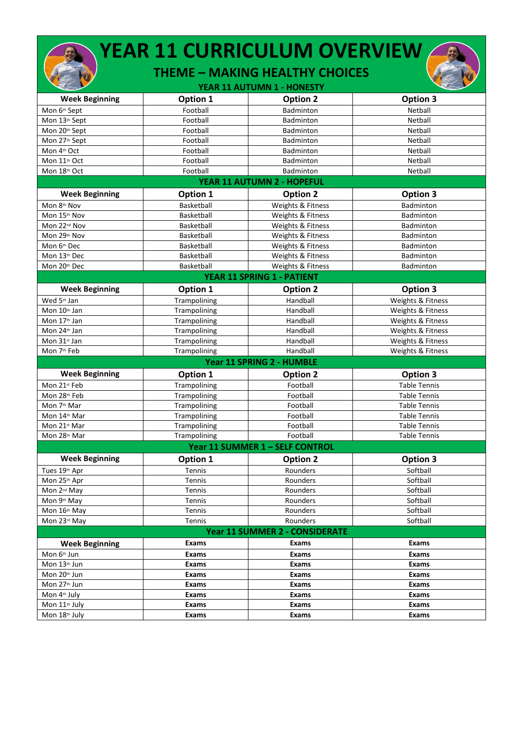# YEAR 11 CURRICULUM OVERVIEW

## THEME – MAKING HEALTHY CHOICES

### YEAR 11 AUTUMN 1 - HONESTY

| Week Beginning | Option 1 | Option 2 | Option 3 |
|---|---|---|---|
| Mon 6th Sept | Football | Badminton | Netball |
| Mon 13th Sept | Football | Badminton | Netball |
| Mon 20th Sept | Football | Badminton | Netball |
| Mon 27th Sept | Football | Badminton | Netball |
| Mon 4th Oct | Football | Badminton | Netball |
| Mon 11th Oct | Football | Badminton | Netball |
| Mon 18th Oct | Football | Badminton | Netball |

### YEAR 11 AUTUMN 2 - HOPEFUL

| Week Beginning | Option 1 | Option 2 | Option 3 |
|---|---|---|---|
| Mon 8th Nov | Basketball | Weights & Fitness | Badminton |
| Mon 15th Nov | Basketball | Weights & Fitness | Badminton |
| Mon 22nd Nov | Basketball | Weights & Fitness | Badminton |
| Mon 29th Nov | Basketball | Weights & Fitness | Badminton |
| Mon 6th Dec | Basketball | Weights & Fitness | Badminton |
| Mon 13th Dec | Basketball | Weights & Fitness | Badminton |
| Mon 20th Dec | Basketball | Weights & Fitness | Badminton |

### YEAR 11 SPRING 1 - PATIENT

| Week Beginning | Option 1 | Option 2 | Option 3 |
|---|---|---|---|
| Wed 5th Jan | Trampolining | Handball | Weights & Fitness |
| Mon 10th Jan | Trampolining | Handball | Weights & Fitness |
| Mon 17th Jan | Trampolining | Handball | Weights & Fitness |
| Mon 24th Jan | Trampolining | Handball | Weights & Fitness |
| Mon 31st Jan | Trampolining | Handball | Weights & Fitness |
| Mon 7th Feb | Trampolining | Handball | Weights & Fitness |

### Year 11 SPRING 2 - HUMBLE

| Week Beginning | Option 1 | Option 2 | Option 3 |
|---|---|---|---|
| Mon 21st Feb | Trampolining | Football | Table Tennis |
| Mon 28th Feb | Trampolining | Football | Table Tennis |
| Mon 7th Mar | Trampolining | Football | Table Tennis |
| Mon 14th Mar | Trampolining | Football | Table Tennis |
| Mon 21st Mar | Trampolining | Football | Table Tennis |
| Mon 28th Mar | Trampolining | Football | Table Tennis |

### Year 11 SUMMER 1 – SELF CONTROL

| Week Beginning | Option 1 | Option 2 | Option 3 |
|---|---|---|---|
| Tues 19th Apr | Tennis | Rounders | Softball |
| Mon 25th Apr | Tennis | Rounders | Softball |
| Mon 2nd May | Tennis | Rounders | Softball |
| Mon 9th May | Tennis | Rounders | Softball |
| Mon 16th May | Tennis | Rounders | Softball |
| Mon 23rd May | Tennis | Rounders | Softball |

### Year 11 SUMMER 2 - CONSIDERATE

| Week Beginning | **Exams** | **Exams** | **Exams** |
|---|---|---|---|
| Mon 6th Jun | **Exams** | **Exams** | **Exams** |
| Mon 13th Jun | **Exams** | **Exams** | **Exams** |
| Mon 20th Jun | **Exams** | **Exams** | **Exams** |
| Mon 27th Jun | **Exams** | **Exams** | **Exams** |
| Mon 4th July | **Exams** | **Exams** | **Exams** |
| Mon 11th July | **Exams** | **Exams** | **Exams** |
| Mon 18th July | **Exams** | **Exams** | **Exams** |